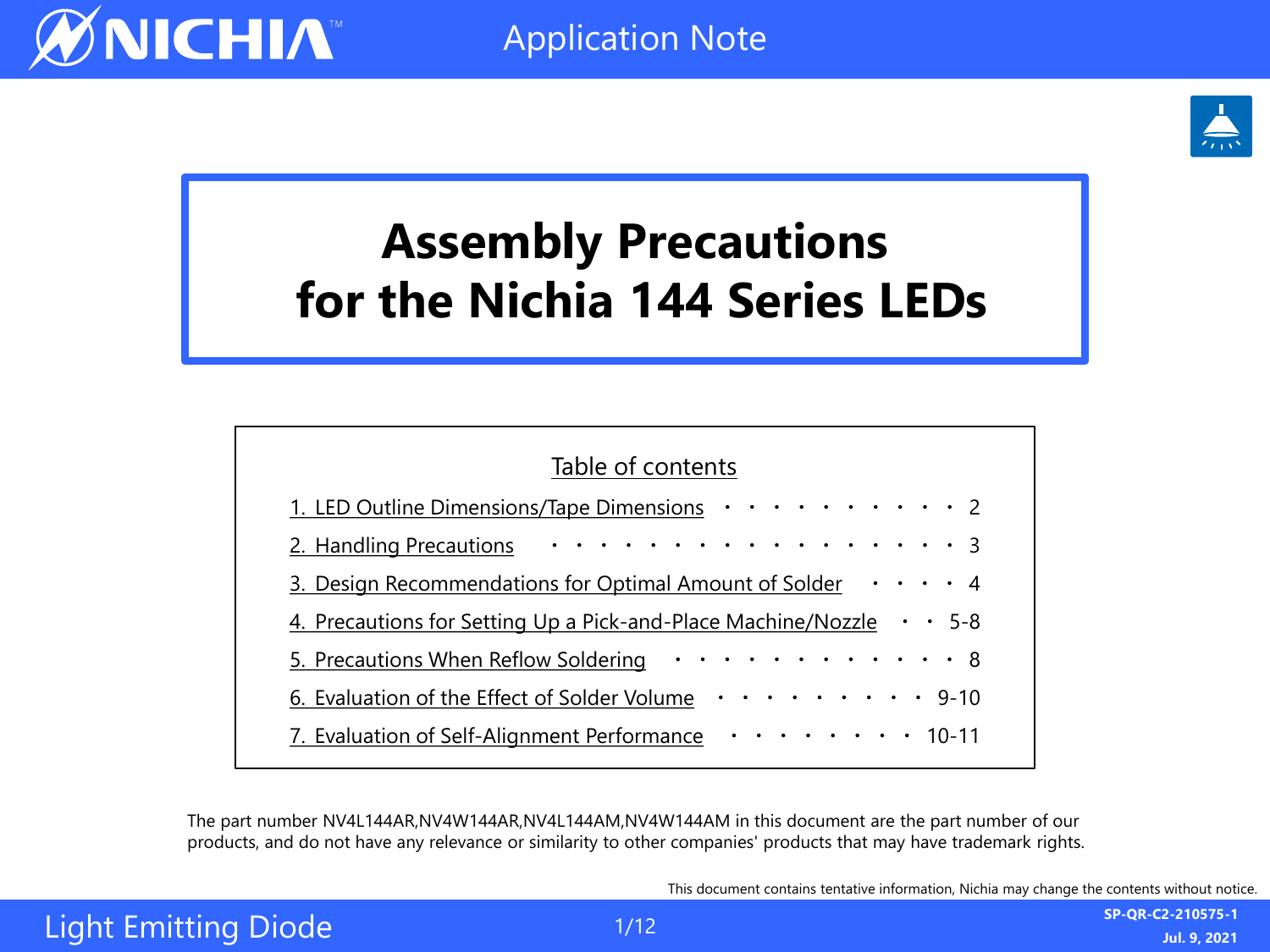# Assembly Precautions for the Nichia 144 Series LEDs

## Table of contents

1. LED Outline Dimensions/Tape Dimensions ・・・・・・・・・・・ 2
2. Handling Precautions ・・・・・・・・・・・・・・・・・・・ 3
3. Design Recommendations for Optimal Amount of Solder ・・・・ 4
4. Precautions for Setting Up a Pick-and-Place Machine/Nozzle ・・ 5-8
5. Precautions When Reflow Soldering ・・・・・・・・・・・・・ 8
6. Evaluation of the Effect of Solder Volume ・・・・・・・・・ 9-10
7. Evaluation of Self-Alignment Performance ・・・・・・・・ 10-11

The part number NV4L144AR,NV4W144AR,NV4L144AM,NV4W144AM in this document are the part number of our products, and do not have any relevance or similarity to other companies' products that may have trademark rights.

This document contains tentative information, Nichia may change the contents without notice.

SP-QR-C2-210575-1
Jul. 9, 2021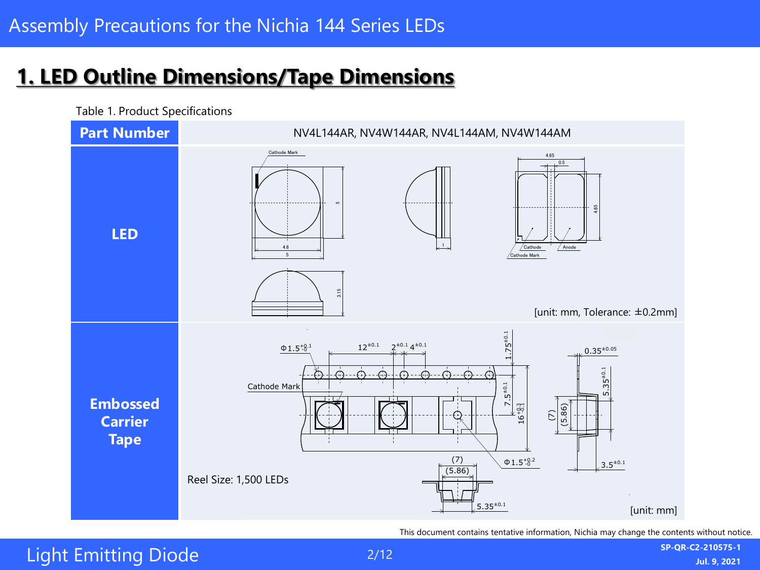## 1. LED Outline Dimensions/Tape Dimensions

Table 1. Product Specifications

| Part Number | NV4L144AR, NV4W144AR, NV4L144AM, NV4W144AM |
|---|---|
| LED | Cathode Mark, 5, 4.6, 5, 1, 3.15, 4.65, 0.5, 4.65, Cathode, Anode, Cathode Mark<br>[unit: mm, Tolerance: ±0.2mm] |
| Embossed Carrier Tape | $\Phi 1.5^{+0.1}_{-0}$, $12^{\pm 0.1}$, $2^{\pm 0.1}$, $4^{\pm 0.1}$, $1.75^{\pm 0.1}$, $0.35^{\pm 0.05}$, Cathode Mark, $7.5^{\pm 0.1}$, $16^{+0.3}_{-0.1}$, $5.35^{\pm 0.1}$, (7), (5.86), $\Phi 1.5^{+0.2}_{-0}$, $3.5^{\pm 0.1}$, $5.35^{\pm 0.1}$<br>Reel Size: 1,500 LEDs<br>[unit: mm] |

This document contains tentative information, Nichia may change the contents without notice.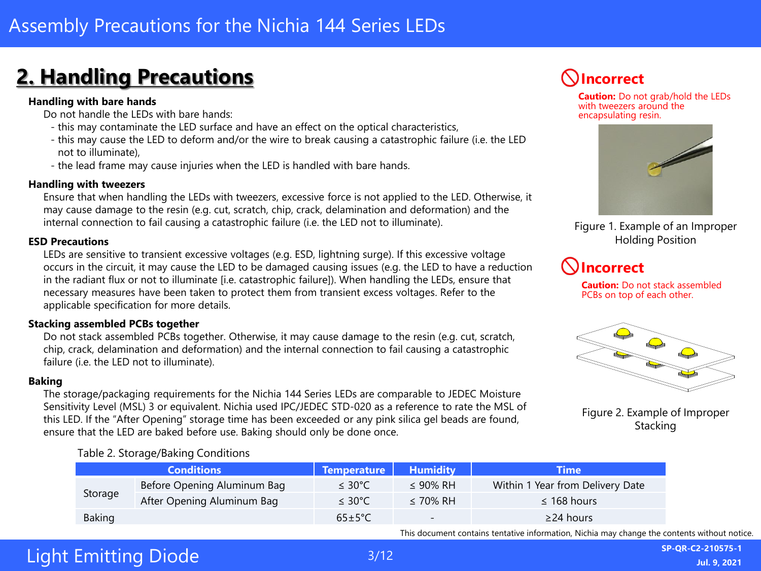## 2. Handling Precautions

**Handling with bare hands**

Do not handle the LEDs with bare hands:

- this may contaminate the LED surface and have an effect on the optical characteristics,
- this may cause the LED to deform and/or the wire to break causing a catastrophic failure (i.e. the LED not to illuminate),
- the lead frame may cause injuries when the LED is handled with bare hands.

**Handling with tweezers**

Ensure that when handling the LEDs with tweezers, excessive force is not applied to the LED. Otherwise, it may cause damage to the resin (e.g. cut, scratch, chip, crack, delamination and deformation) and the internal connection to fail causing a catastrophic failure (i.e. the LED not to illuminate).

**ESD Precautions**

LEDs are sensitive to transient excessive voltages (e.g. ESD, lightning surge). If this excessive voltage occurs in the circuit, it may cause the LED to be damaged causing issues (e.g. the LED to have a reduction in the radiant flux or not to illuminate [i.e. catastrophic failure]). When handling the LEDs, ensure that necessary measures have been taken to protect them from transient excess voltages. Refer to the applicable specification for more details.

**Stacking assembled PCBs together**

Do not stack assembled PCBs together. Otherwise, it may cause damage to the resin (e.g. cut, scratch, chip, crack, delamination and deformation) and the internal connection to fail causing a catastrophic failure (i.e. the LED not to illuminate).

**Baking**

The storage/packaging requirements for the Nichia 144 Series LEDs are comparable to JEDEC Moisture Sensitivity Level (MSL) 3 or equivalent. Nichia used IPC/JEDEC STD-020 as a reference to rate the MSL of this LED. If the "After Opening" storage time has been exceeded or any pink silica gel beads are found, ensure that the LED are baked before use. Baking should only be done once.

Table 2. Storage/Baking Conditions

| Conditions | | Temperature | Humidity | Time |
|---|---|---|---|---|
| Storage | Before Opening Aluminum Bag | ≤ 30°C | ≤ 90% RH | Within 1 Year from Delivery Date |
| | After Opening Aluminum Bag | ≤ 30°C | ≤ 70% RH | ≤ 168 hours |
| Baking | | 65±5°C | - | ≥24 hours |

**Incorrect**

**Caution:** Do not grab/hold the LEDs with tweezers around the encapsulating resin.

Figure 1. Example of an Improper Holding Position

**Incorrect**

**Caution:** Do not stack assembled PCBs on top of each other.

Figure 2. Example of Improper Stacking

This document contains tentative information, Nichia may change the contents without notice.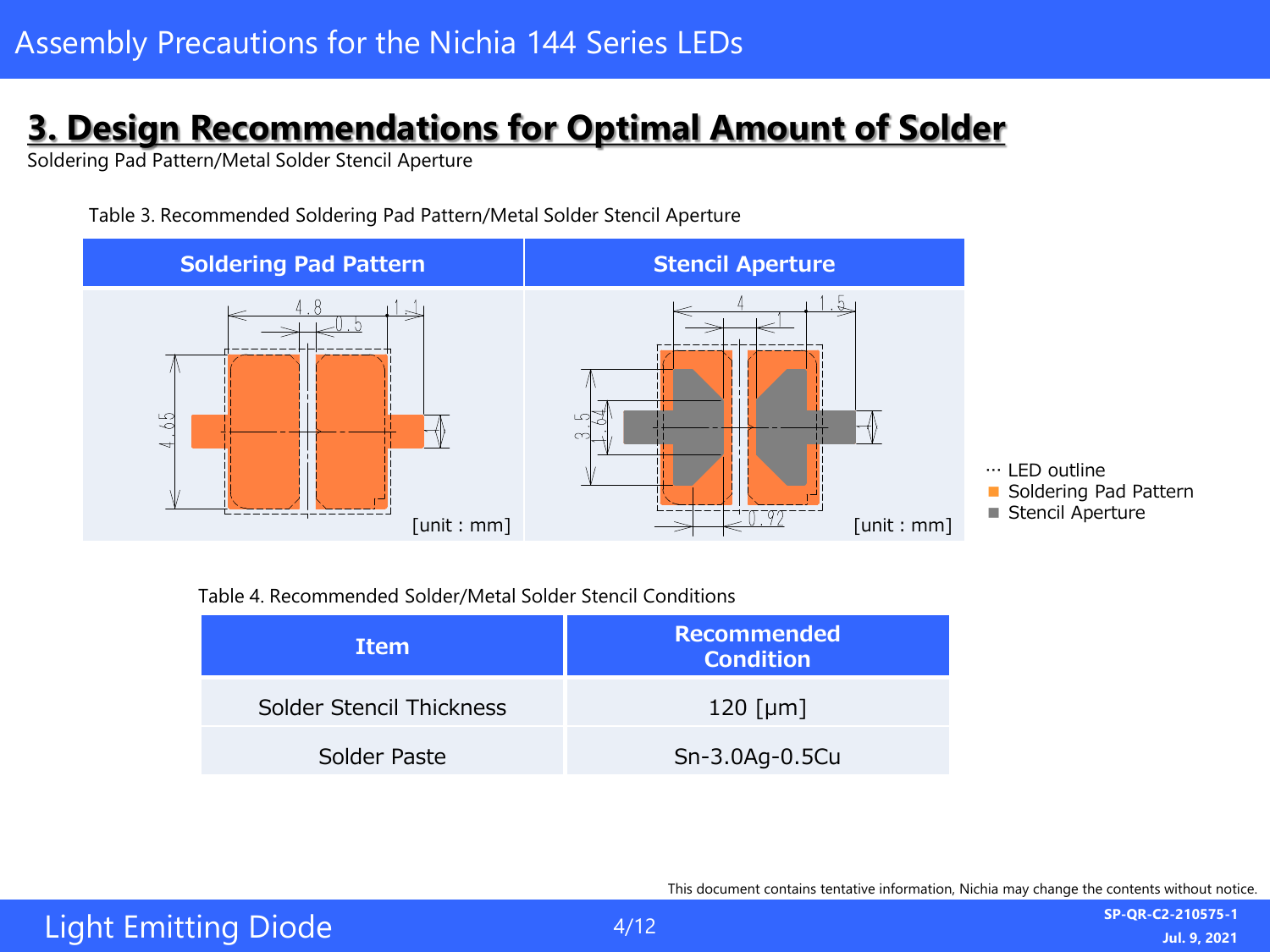# 3. Design Recommendations for Optimal Amount of Solder

Soldering Pad Pattern/Metal Solder Stencil Aperture

Table 3. Recommended Soldering Pad Pattern/Metal Solder Stencil Aperture

| Soldering Pad Pattern | Stencil Aperture |
|---|---|
| 4.8, 1.1, 0.5, 4.65 [unit : mm] | 4, 1.5, 1, 3.5, 1.64, 0.92 [unit : mm] |

··· LED outline
Soldering Pad Pattern
Stencil Aperture

Table 4. Recommended Solder/Metal Solder Stencil Conditions

| Item | Recommended Condition |
|---|---|
| Solder Stencil Thickness | 120 [μm] |
| Solder Paste | Sn-3.0Ag-0.5Cu |

This document contains tentative information, Nichia may change the contents without notice.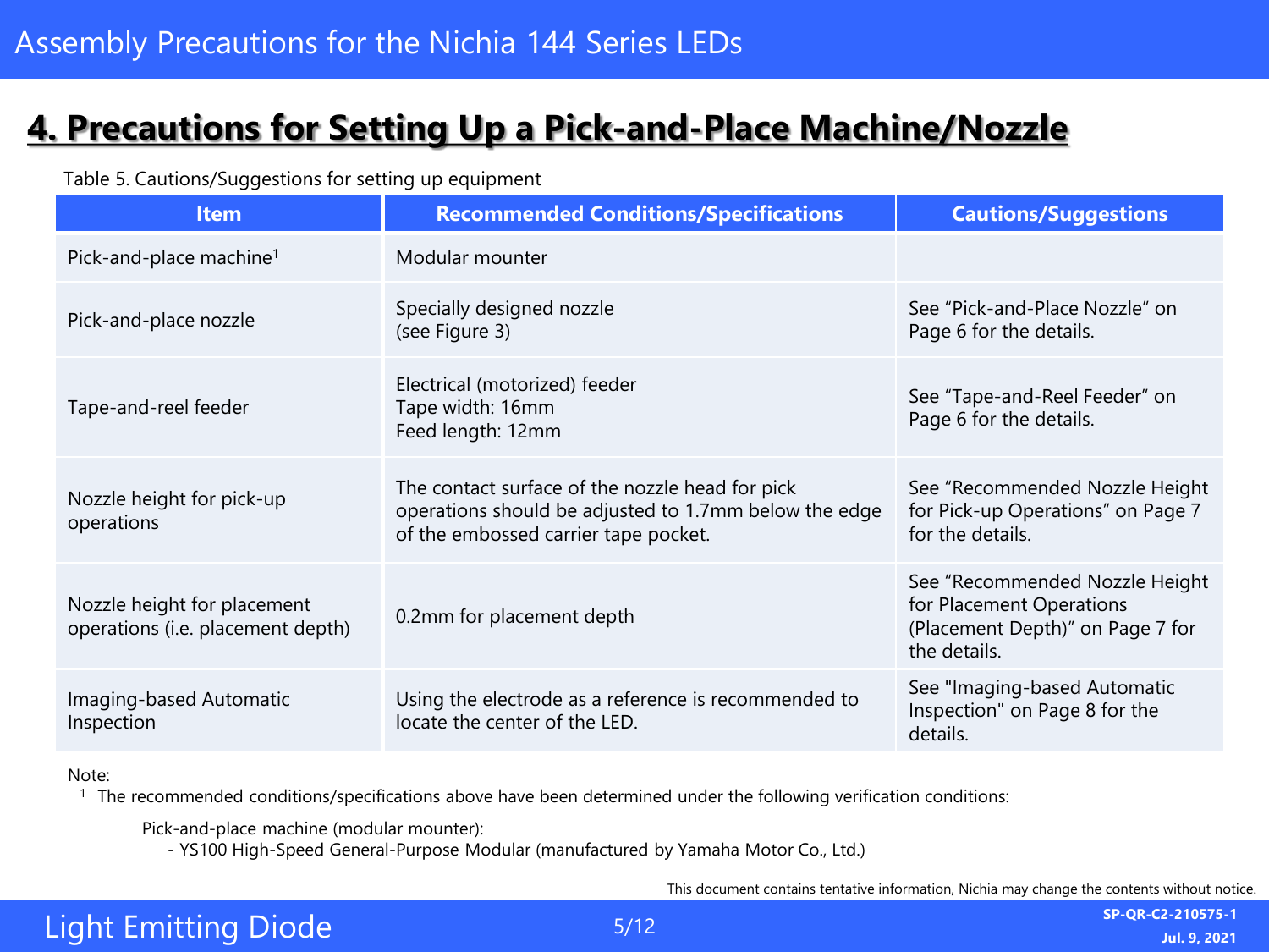## 4. Precautions for Setting Up a Pick-and-Place Machine/Nozzle

Table 5. Cautions/Suggestions for setting up equipment

| Item | Recommended Conditions/Specifications | Cautions/Suggestions |
|---|---|---|
| Pick-and-place machine[1] | Modular mounter | |
| Pick-and-place nozzle | Specially designed nozzle (see Figure 3) | See “Pick-and-Place Nozzle” on Page 6 for the details. |
| Tape-and-reel feeder | Electrical (motorized) feeder<br>Tape width: 16mm<br>Feed length: 12mm | See “Tape-and-Reel Feeder” on Page 6 for the details. |
| Nozzle height for pick-up operations | The contact surface of the nozzle head for pick operations should be adjusted to 1.7mm below the edge of the embossed carrier tape pocket. | See “Recommended Nozzle Height for Pick-up Operations” on Page 7 for the details. |
| Nozzle height for placement operations (i.e. placement depth) | 0.2mm for placement depth | See “Recommended Nozzle Height for Placement Operations (Placement Depth)” on Page 7 for the details. |
| Imaging-based Automatic Inspection | Using the electrode as a reference is recommended to locate the center of the LED. | See "Imaging-based Automatic Inspection" on Page 8 for the details. |

Note:
[1] The recommended conditions/specifications above have been determined under the following verification conditions:

Pick-and-place machine (modular mounter):
- YS100 High-Speed General-Purpose Modular (manufactured by Yamaha Motor Co., Ltd.)

This document contains tentative information, Nichia may change the contents without notice.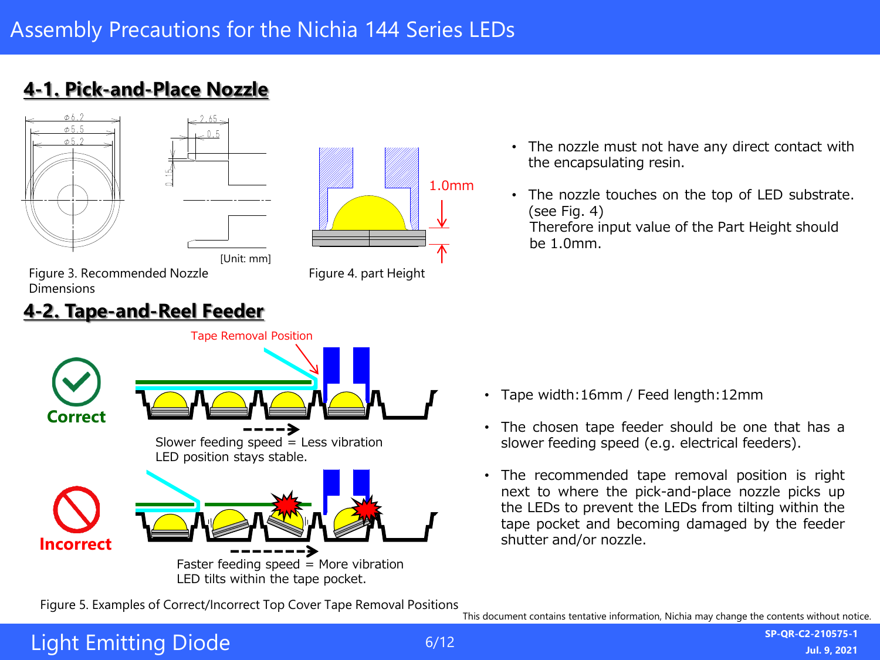# Assembly Precautions for the Nichia 144 Series LEDs

## 4-1. Pick-and-Place Nozzle

[Unit: mm]

Figure 3. Recommended Nozzle Dimensions

Figure 4. part Height

- The nozzle must not have any direct contact with the encapsulating resin.
- The nozzle touches on the top of LED substrate. (see Fig. 4)
  Therefore input value of the Part Height should be 1.0mm.

## 4-2. Tape-and-Reel Feeder

Correct

Slower feeding speed = Less vibration
LED position stays stable.

Incorrect

Faster feeding speed = More vibration
LED tilts within the tape pocket.

Figure 5. Examples of Correct/Incorrect Top Cover Tape Removal Positions

- Tape width:16mm / Feed length:12mm
- The chosen tape feeder should be one that has a slower feeding speed (e.g. electrical feeders).
- The recommended tape removal position is right next to where the pick-and-place nozzle picks up the LEDs to prevent the LEDs from tilting within the tape pocket and becoming damaged by the feeder shutter and/or nozzle.

This document contains tentative information, Nichia may change the contents without notice.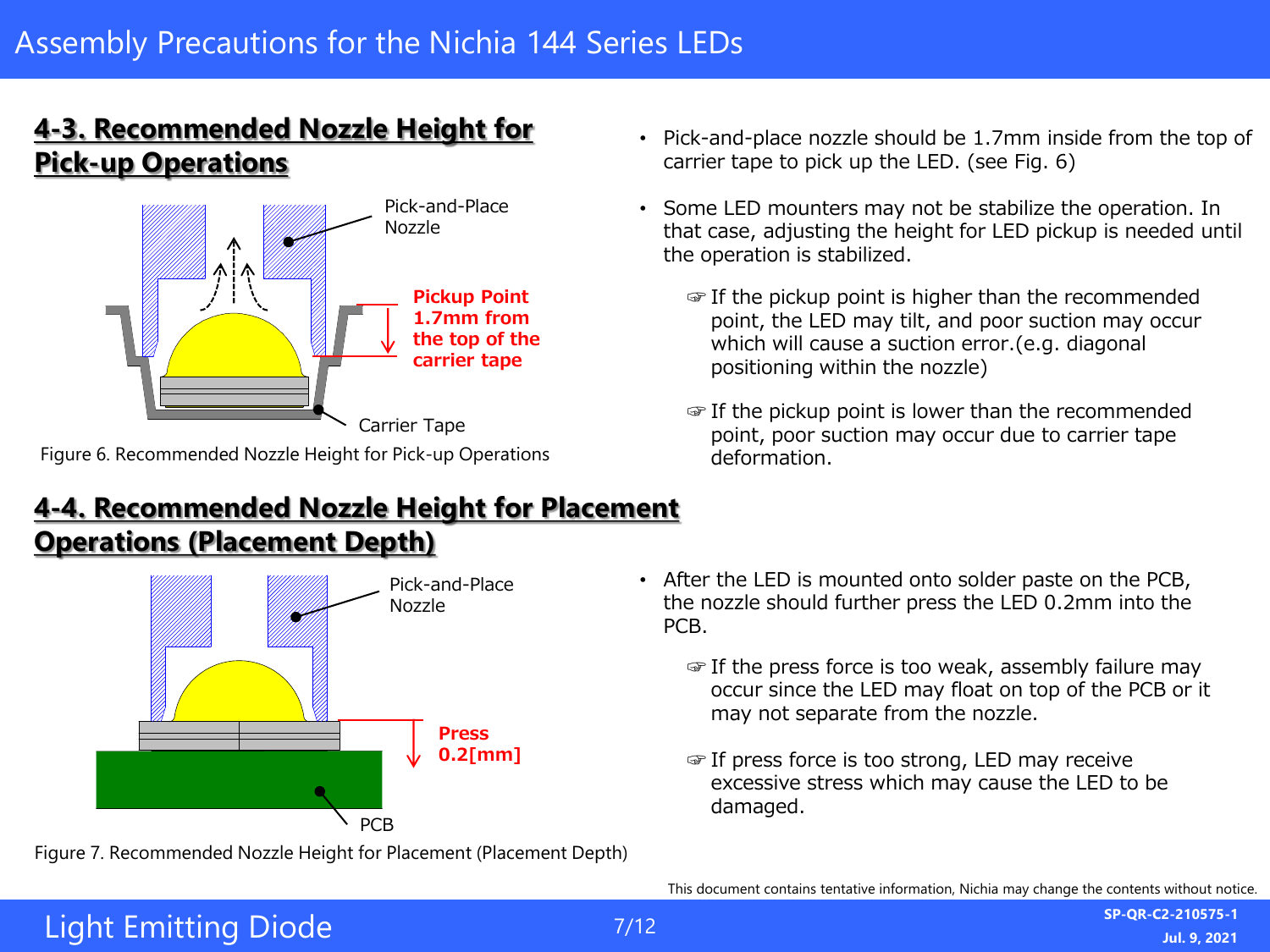## 4-3. Recommended Nozzle Height for Pick-up Operations

Pick-and-Place Nozzle

**Pickup Point 1.7mm from the top of the carrier tape**

Carrier Tape

Figure 6. Recommended Nozzle Height for Pick-up Operations

- Pick-and-place nozzle should be 1.7mm inside from the top of carrier tape to pick up the LED. (see Fig. 6)
- Some LED mounters may not be stabilize the operation. In that case, adjusting the height for LED pickup is needed until the operation is stabilized.

  ☞ If the pickup point is higher than the recommended point, the LED may tilt, and poor suction may occur which will cause a suction error.(e.g. diagonal positioning within the nozzle)

  ☞ If the pickup point is lower than the recommended point, poor suction may occur due to carrier tape deformation.

## 4-4. Recommended Nozzle Height for Placement Operations (Placement Depth)

Pick-and-Place Nozzle

**Press 0.2[mm]**

PCB

Figure 7. Recommended Nozzle Height for Placement (Placement Depth)

- After the LED is mounted onto solder paste on the PCB, the nozzle should further press the LED 0.2mm into the PCB.

  ☞ If the press force is too weak, assembly failure may occur since the LED may float on top of the PCB or it may not separate from the nozzle.

  ☞ If press force is too strong, LED may receive excessive stress which may cause the LED to be damaged.

This document contains tentative information, Nichia may change the contents without notice.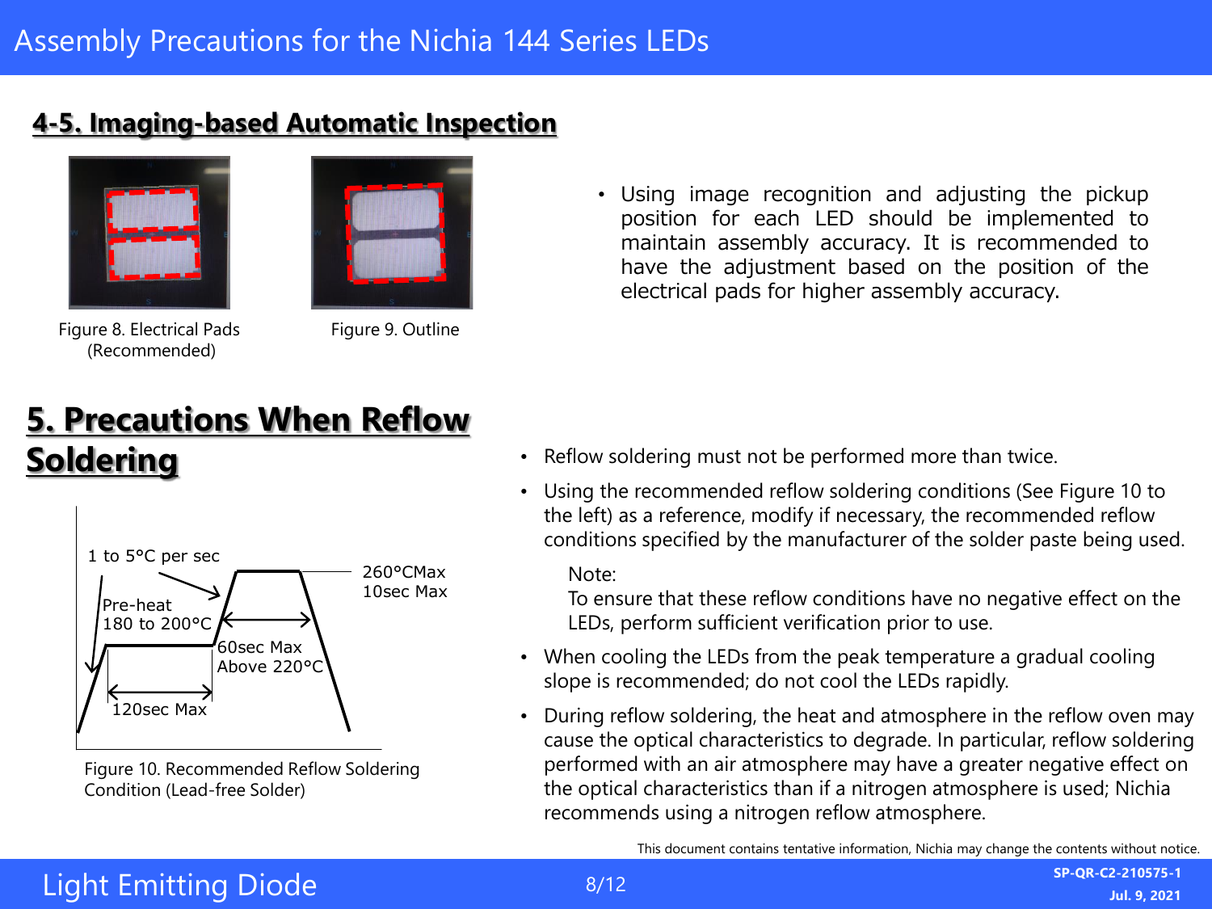## 4-5. Imaging-based Automatic Inspection

Figure 8. Electrical Pads (Recommended)

Figure 9. Outline

- Using image recognition and adjusting the pickup position for each LED should be implemented to maintain assembly accuracy. It is recommended to have the adjustment based on the position of the electrical pads for higher assembly accuracy.

## 5. Precautions When Reflow Soldering

1 to 5°C per sec

Pre-heat 180 to 200°C

120sec Max

60sec Max Above 220°C

260°CMax 10sec Max

Figure 10. Recommended Reflow Soldering Condition (Lead-free Solder)

- Reflow soldering must not be performed more than twice.
- Using the recommended reflow soldering conditions (See Figure 10 to the left) as a reference, modify if necessary, the recommended reflow conditions specified by the manufacturer of the solder paste being used.

  Note:
  To ensure that these reflow conditions have no negative effect on the LEDs, perform sufficient verification prior to use.
- When cooling the LEDs from the peak temperature a gradual cooling slope is recommended; do not cool the LEDs rapidly.
- During reflow soldering, the heat and atmosphere in the reflow oven may cause the optical characteristics to degrade. In particular, reflow soldering performed with an air atmosphere may have a greater negative effect on the optical characteristics than if a nitrogen atmosphere is used; Nichia recommends using a nitrogen reflow atmosphere.

This document contains tentative information, Nichia may change the contents without notice.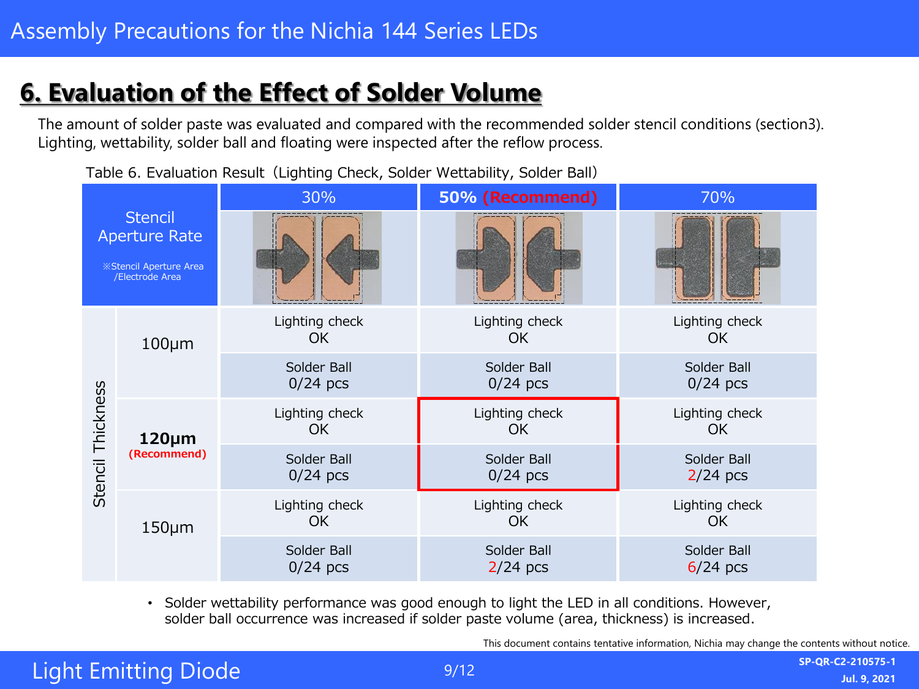## 6. Evaluation of the Effect of Solder Volume

The amount of solder paste was evaluated and compared with the recommended solder stencil conditions (section3).
Lighting, wettability, solder ball and floating were inspected after the reflow process.

Table 6. Evaluation Result（Lighting Check, Solder Wettability, Solder Ball）

| Stencil Aperture Rate ※Stencil Aperture Area /Electrode Area | | 30% | 50% (Recommend) | 70% |
|---|---|---|---|---|
| Stencil Thickness | 100μm | Lighting check OK | Lighting check OK | Lighting check OK |
| | | Solder Ball 0/24 pcs | Solder Ball 0/24 pcs | Solder Ball 0/24 pcs |
| | **120μm (Recommend)** | Lighting check OK | Lighting check OK | Lighting check OK |
| | | Solder Ball 0/24 pcs | Solder Ball 0/24 pcs | Solder Ball 2/24 pcs |
| | 150μm | Lighting check OK | Lighting check OK | Lighting check OK |
| | | Solder Ball 0/24 pcs | Solder Ball 2/24 pcs | Solder Ball 6/24 pcs |

- Solder wettability performance was good enough to light the LED in all conditions. However, solder ball occurrence was increased if solder paste volume (area, thickness) is increased.

This document contains tentative information, Nichia may change the contents without notice.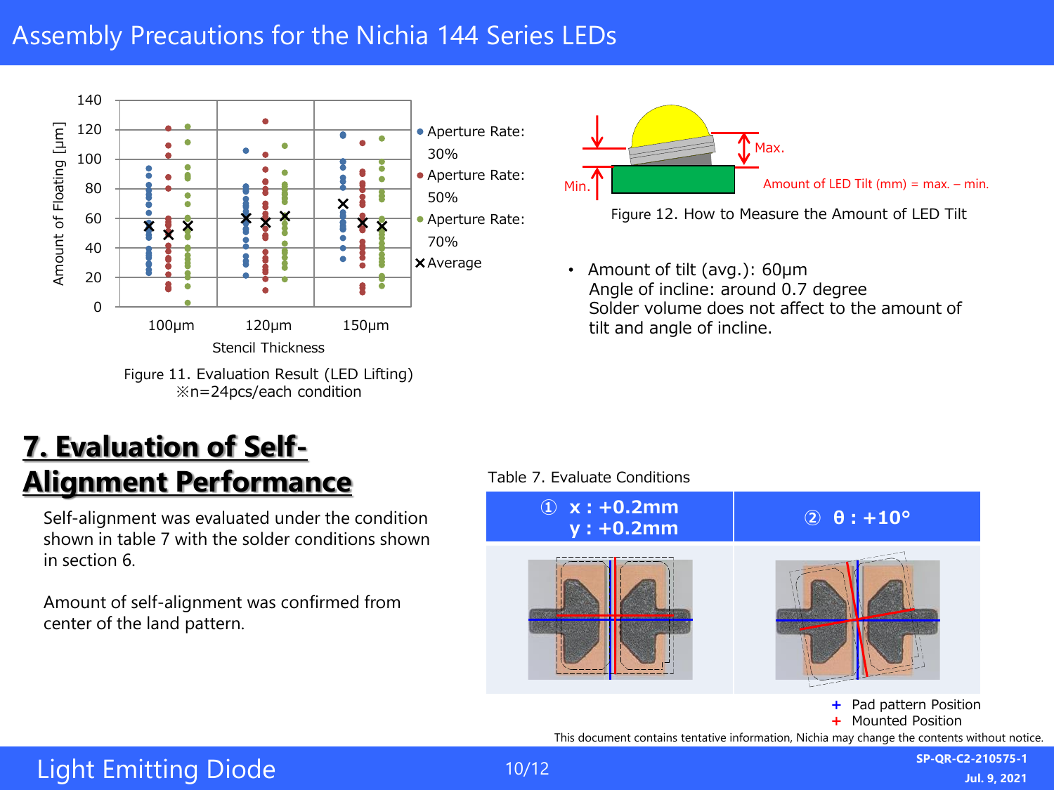Figure 11. Evaluation Result (LED Lifting)
※n=24pcs/each condition

Figure 12. How to Measure the Amount of LED Tilt

- Amount of tilt (avg.): 60μm
  Angle of incline: around 0.7 degree
  Solder volume does not affect to the amount of tilt and angle of incline.

## 7. Evaluation of Self-Alignment Performance

Self-alignment was evaluated under the condition shown in table 7 with the solder conditions shown in section 6.

Amount of self-alignment was confirmed from center of the land pattern.

Table 7. Evaluate Conditions

| ① x : +0.2mm y : +0.2mm | ② θ : +10° |
|---|---|
| | |

\+ Pad pattern Position
\+ Mounted Position

This document contains tentative information, Nichia may change the contents without notice.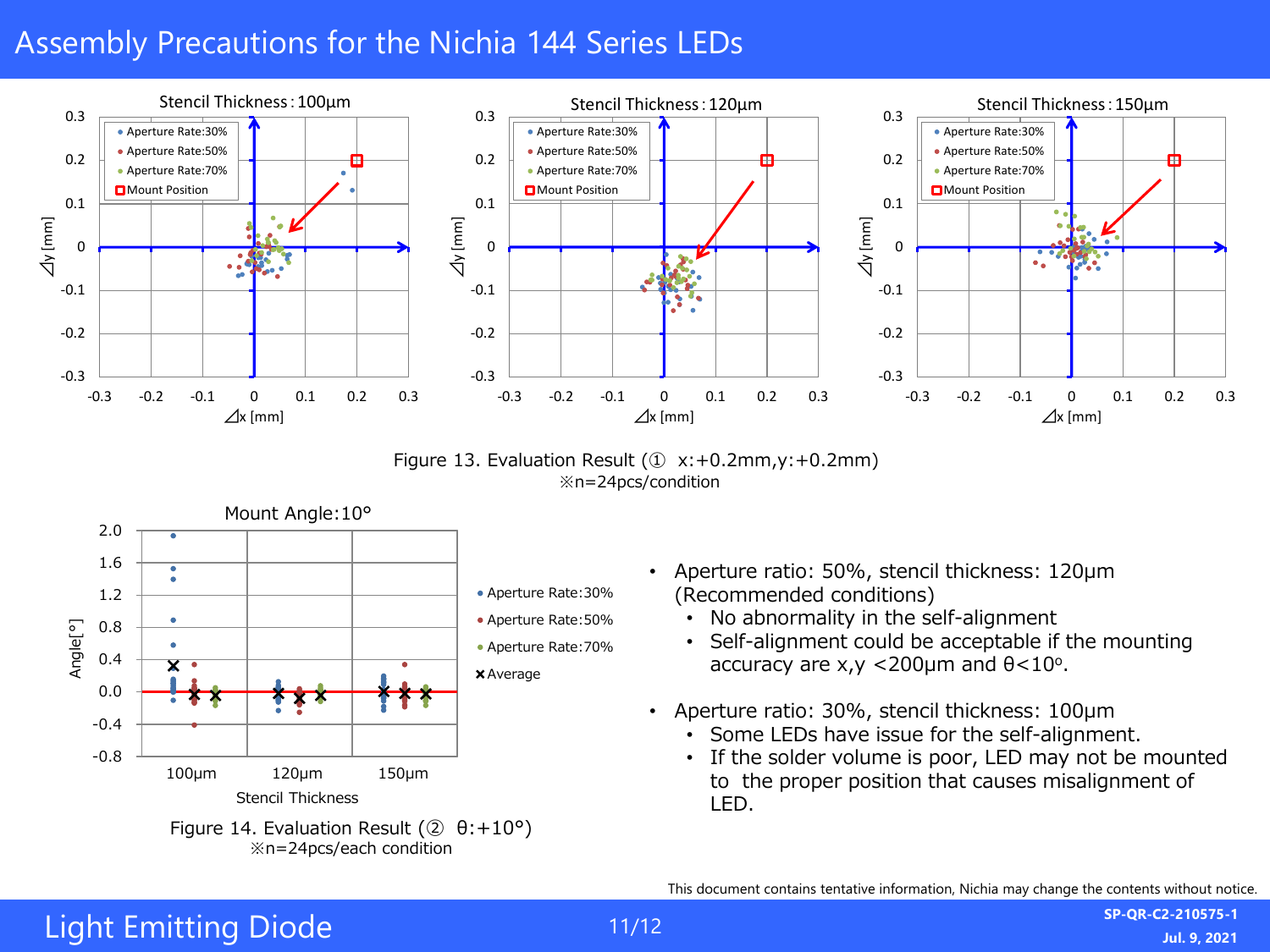# Assembly Precautions for the Nichia 144 Series LEDs

Figure 13. Evaluation Result (① x:+0.2mm,y:+0.2mm)
※n=24pcs/condition

Figure 14. Evaluation Result (② θ:+10°)
※n=24pcs/each condition

- Aperture ratio: 50%, stencil thickness: 120μm (Recommended conditions)
  - No abnormality in the self-alignment
  - Self-alignment could be acceptable if the mounting accuracy are x,y <200μm and θ<10°.
- Aperture ratio: 30%, stencil thickness: 100μm
  - Some LEDs have issue for the self-alignment.
  - If the solder volume is poor, LED may not be mounted to the proper position that causes misalignment of LED.

This document contains tentative information, Nichia may change the contents without notice.

Light Emitting Diode

SP-QR-C2-210575-1
Jul. 9, 2021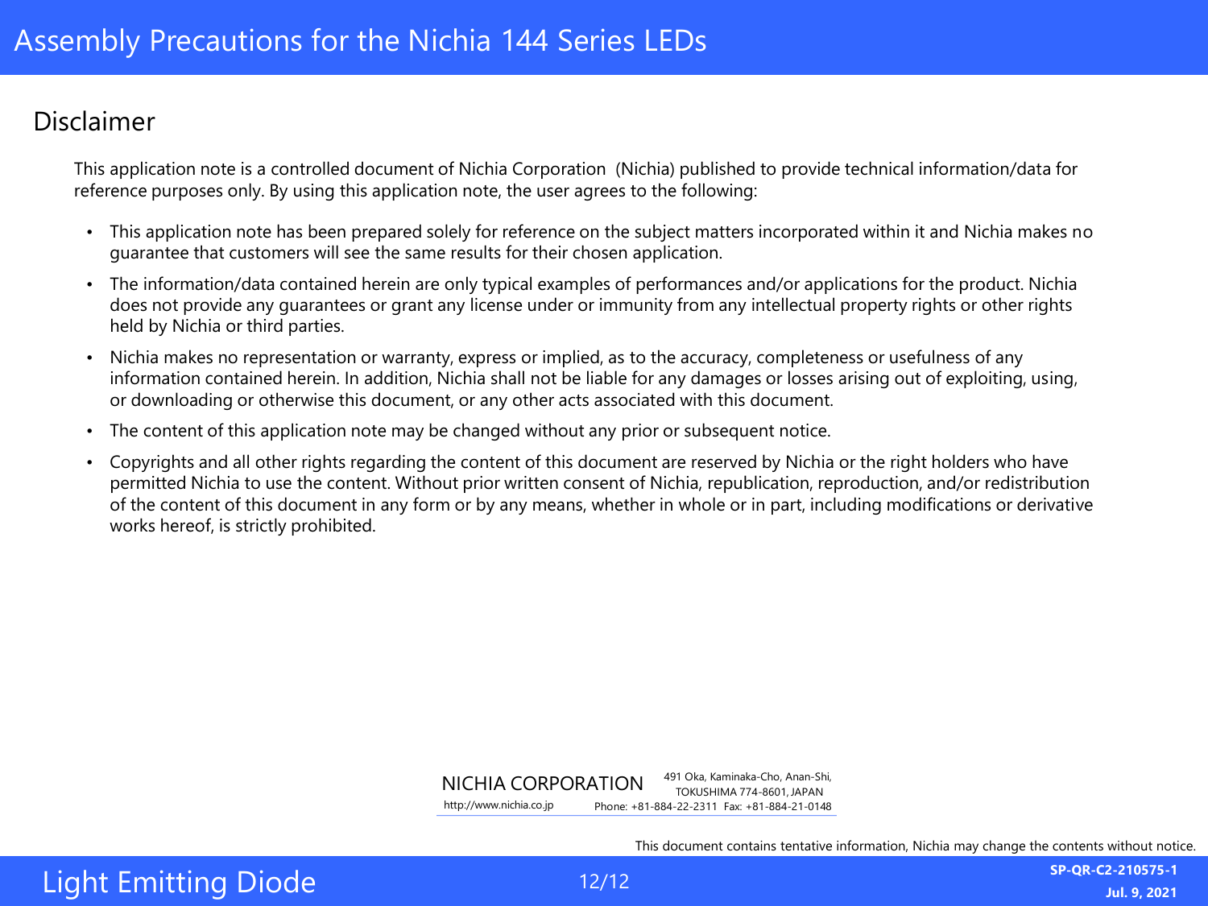## Disclaimer

This application note is a controlled document of Nichia Corporation (Nichia) published to provide technical information/data for reference purposes only. By using this application note, the user agrees to the following:

- This application note has been prepared solely for reference on the subject matters incorporated within it and Nichia makes no guarantee that customers will see the same results for their chosen application.
- The information/data contained herein are only typical examples of performances and/or applications for the product. Nichia does not provide any guarantees or grant any license under or immunity from any intellectual property rights or other rights held by Nichia or third parties.
- Nichia makes no representation or warranty, express or implied, as to the accuracy, completeness or usefulness of any information contained herein. In addition, Nichia shall not be liable for any damages or losses arising out of exploiting, using, or downloading or otherwise this document, or any other acts associated with this document.
- The content of this application note may be changed without any prior or subsequent notice.
- Copyrights and all other rights regarding the content of this document are reserved by Nichia or the right holders who have permitted Nichia to use the content. Without prior written consent of Nichia, republication, reproduction, and/or redistribution of the content of this document in any form or by any means, whether in whole or in part, including modifications or derivative works hereof, is strictly prohibited.

NICHIA CORPORATION
491 Oka, Kaminaka-Cho, Anan-Shi, TOKUSHIMA 774-8601, JAPAN
http://www.nichia.co.jp
Phone: +81-884-22-2311 Fax: +81-884-21-0148

This document contains tentative information, Nichia may change the contents without notice.

SP-QR-C2-210575-1
Jul. 9, 2021